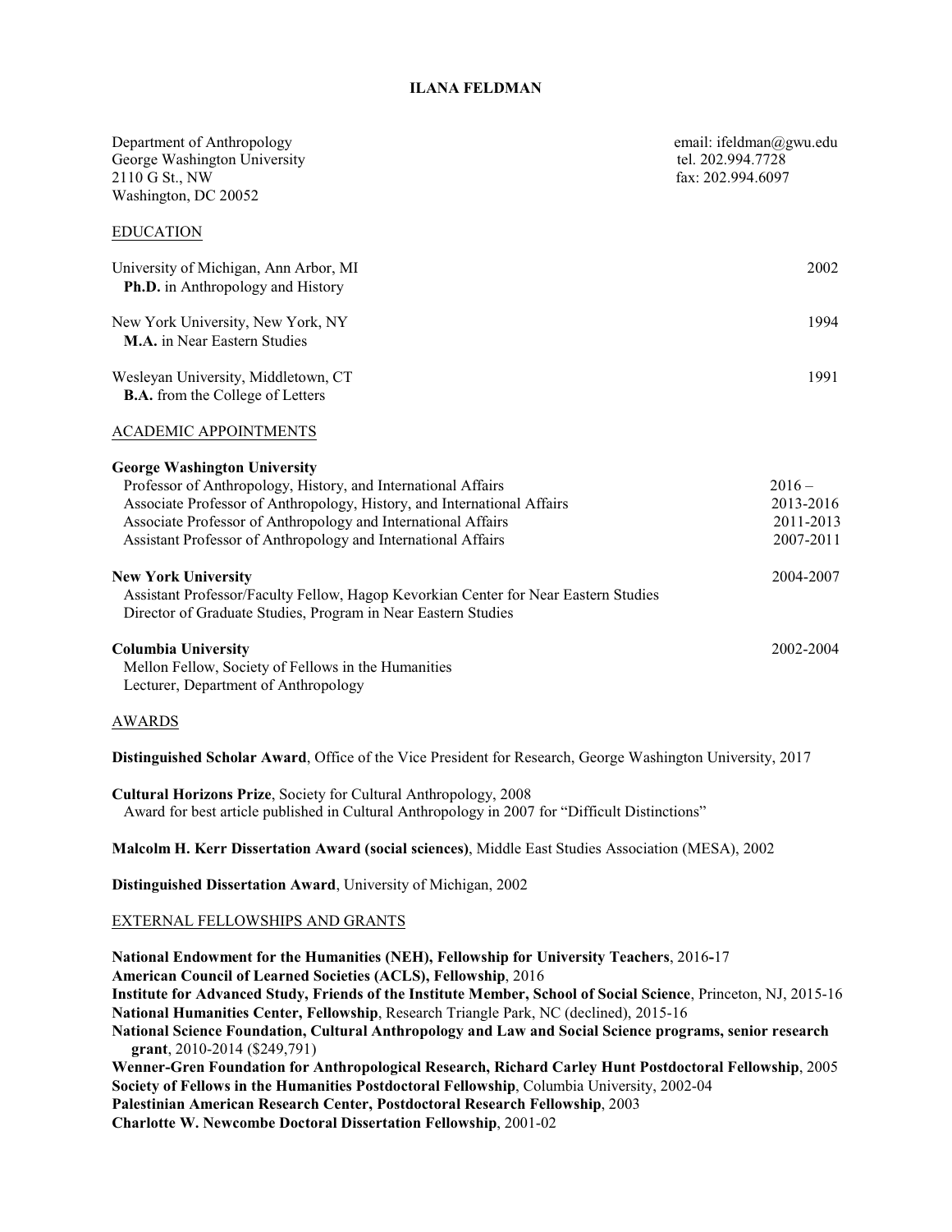# ILANA FELDMAN

Department of Anthropology
George Washington University
2110 G St., NW
Washington, DC 20052

email: ifeldman@gwu.edu
tel. 202.994.7728
fax: 202.994.6097

## EDUCATION

University of Michigan, Ann Arbor, MI — 2002
**Ph.D.** in Anthropology and History

New York University, New York, NY — 1994
**M.A.** in Near Eastern Studies

Wesleyan University, Middletown, CT — 1991
**B.A.** from the College of Letters

## ACADEMIC APPOINTMENTS

**George Washington University**

- Professor of Anthropology, History, and International Affairs — 2016 –
- Associate Professor of Anthropology, History, and International Affairs — 2013-2016
- Associate Professor of Anthropology and International Affairs — 2011-2013
- Assistant Professor of Anthropology and International Affairs — 2007-2011

**New York University** — 2004-2007

- Assistant Professor/Faculty Fellow, Hagop Kevorkian Center for Near Eastern Studies
- Director of Graduate Studies, Program in Near Eastern Studies

**Columbia University** — 2002-2004

- Mellon Fellow, Society of Fellows in the Humanities
- Lecturer, Department of Anthropology

## AWARDS

**Distinguished Scholar Award**, Office of the Vice President for Research, George Washington University, 2017

**Cultural Horizons Prize**, Society for Cultural Anthropology, 2008
Award for best article published in Cultural Anthropology in 2007 for "Difficult Distinctions"

**Malcolm H. Kerr Dissertation Award (social sciences)**, Middle East Studies Association (MESA), 2002

**Distinguished Dissertation Award**, University of Michigan, 2002

## EXTERNAL FELLOWSHIPS AND GRANTS

**National Endowment for the Humanities (NEH), Fellowship for University Teachers**, 2016-17
**American Council of Learned Societies (ACLS), Fellowship**, 2016
**Institute for Advanced Study, Friends of the Institute Member, School of Social Science**, Princeton, NJ, 2015-16
**National Humanities Center, Fellowship**, Research Triangle Park, NC (declined), 2015-16
**National Science Foundation, Cultural Anthropology and Law and Social Science programs, senior research grant**, 2010-2014 ($249,791)
**Wenner-Gren Foundation for Anthropological Research, Richard Carley Hunt Postdoctoral Fellowship**, 2005
**Society of Fellows in the Humanities Postdoctoral Fellowship**, Columbia University, 2002-04
**Palestinian American Research Center, Postdoctoral Research Fellowship**, 2003
**Charlotte W. Newcombe Doctoral Dissertation Fellowship**, 2001-02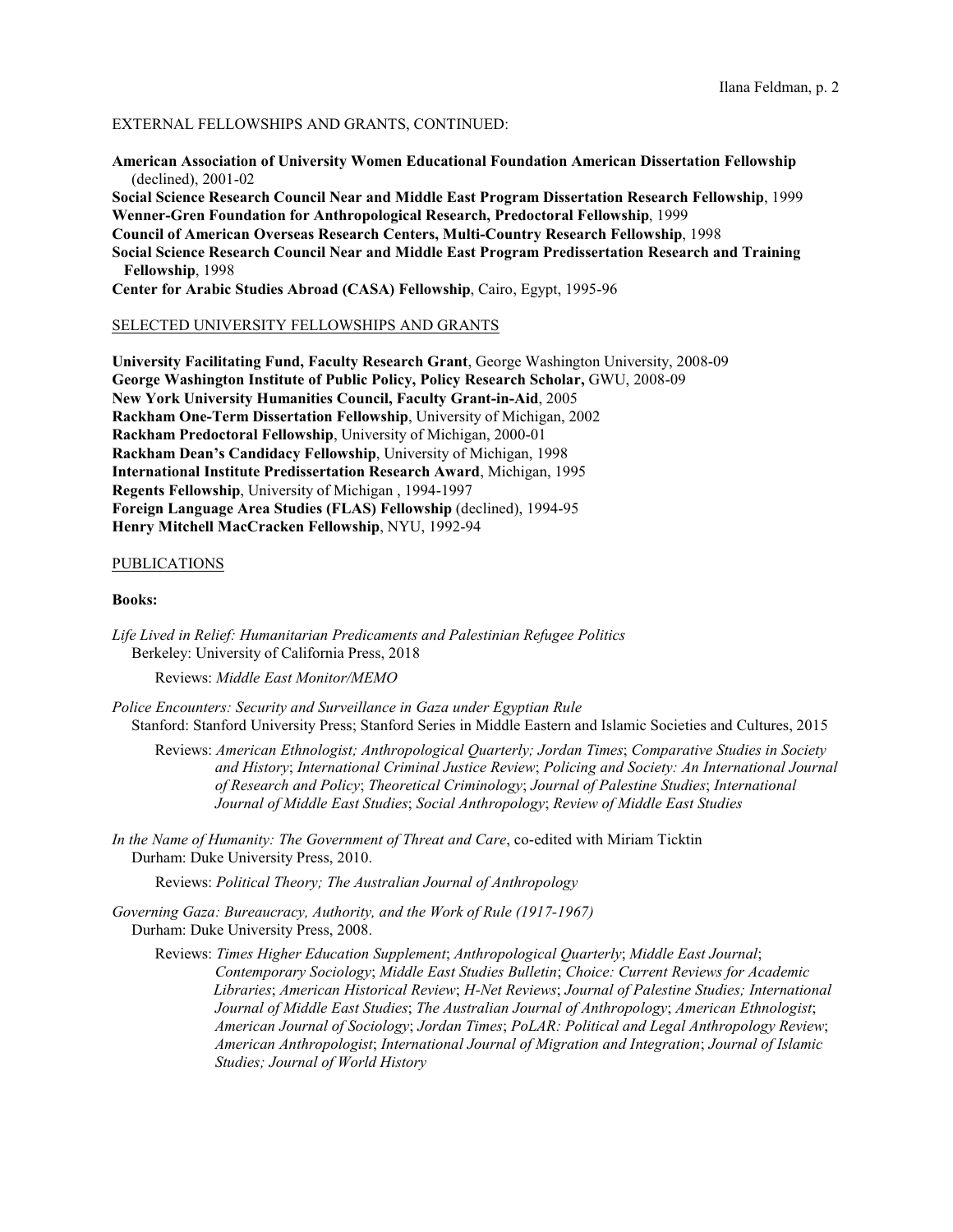EXTERNAL FELLOWSHIPS AND GRANTS, CONTINUED:

**American Association of University Women Educational Foundation American Dissertation Fellowship** (declined), 2001-02
**Social Science Research Council Near and Middle East Program Dissertation Research Fellowship**, 1999
**Wenner-Gren Foundation for Anthropological Research, Predoctoral Fellowship**, 1999
**Council of American Overseas Research Centers, Multi-Country Research Fellowship**, 1998
**Social Science Research Council Near and Middle East Program Predissertation Research and Training Fellowship**, 1998
**Center for Arabic Studies Abroad (CASA) Fellowship**, Cairo, Egypt, 1995-96

## SELECTED UNIVERSITY FELLOWSHIPS AND GRANTS

**University Facilitating Fund, Faculty Research Grant**, George Washington University, 2008-09
**George Washington Institute of Public Policy, Policy Research Scholar,** GWU, 2008-09
**New York University Humanities Council, Faculty Grant-in-Aid**, 2005
**Rackham One-Term Dissertation Fellowship**, University of Michigan, 2002
**Rackham Predoctoral Fellowship**, University of Michigan, 2000-01
**Rackham Dean's Candidacy Fellowship**, University of Michigan, 1998
**International Institute Predissertation Research Award**, Michigan, 1995
**Regents Fellowship**, University of Michigan , 1994-1997
**Foreign Language Area Studies (FLAS) Fellowship** (declined), 1994-95
**Henry Mitchell MacCracken Fellowship**, NYU, 1992-94

## PUBLICATIONS

### Books:

*Life Lived in Relief: Humanitarian Predicaments and Palestinian Refugee Politics*
Berkeley: University of California Press, 2018

Reviews: *Middle East Monitor/MEMO*

*Police Encounters: Security and Surveillance in Gaza under Egyptian Rule*
Stanford: Stanford University Press; Stanford Series in Middle Eastern and Islamic Societies and Cultures, 2015

Reviews: *American Ethnologist; Anthropological Quarterly; Jordan Times*; *Comparative Studies in Society and History*; *International Criminal Justice Review*; *Policing and Society: An International Journal of Research and Policy*; *Theoretical Criminology*; *Journal of Palestine Studies*; *International Journal of Middle East Studies*; *Social Anthropology*; *Review of Middle East Studies*

*In the Name of Humanity: The Government of Threat and Care*, co-edited with Miriam Ticktin
Durham: Duke University Press, 2010.

Reviews: *Political Theory; The Australian Journal of Anthropology*

*Governing Gaza: Bureaucracy, Authority, and the Work of Rule (1917-1967)*
Durham: Duke University Press, 2008.

Reviews: *Times Higher Education Supplement*; *Anthropological Quarterly*; *Middle East Journal*; *Contemporary Sociology*; *Middle East Studies Bulletin*; *Choice: Current Reviews for Academic Libraries*; *American Historical Review*; *H-Net Reviews*; *Journal of Palestine Studies; International Journal of Middle East Studies*; *The Australian Journal of Anthropology*; *American Ethnologist*; *American Journal of Sociology*; *Jordan Times*; *PoLAR: Political and Legal Anthropology Review*; *American Anthropologist*; *International Journal of Migration and Integration*; *Journal of Islamic Studies; Journal of World History*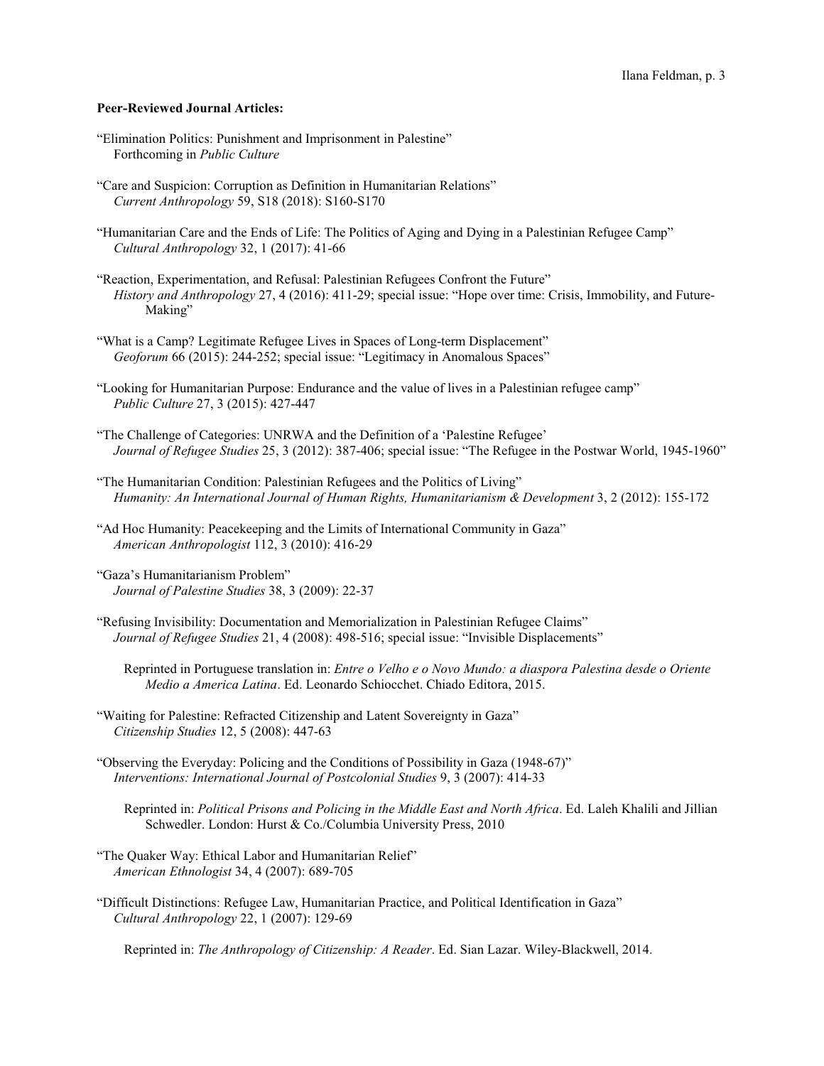**Peer-Reviewed Journal Articles:**

"Elimination Politics: Punishment and Imprisonment in Palestine"
Forthcoming in *Public Culture*

"Care and Suspicion: Corruption as Definition in Humanitarian Relations"
*Current Anthropology* 59, S18 (2018): S160-S170

"Humanitarian Care and the Ends of Life: The Politics of Aging and Dying in a Palestinian Refugee Camp"
*Cultural Anthropology* 32, 1 (2017): 41-66

"Reaction, Experimentation, and Refusal: Palestinian Refugees Confront the Future"
*History and Anthropology* 27, 4 (2016): 411-29; special issue: "Hope over time: Crisis, Immobility, and Future-Making"

"What is a Camp? Legitimate Refugee Lives in Spaces of Long-term Displacement"
*Geoforum* 66 (2015): 244-252; special issue: "Legitimacy in Anomalous Spaces"

"Looking for Humanitarian Purpose: Endurance and the value of lives in a Palestinian refugee camp"
*Public Culture* 27, 3 (2015): 427-447

"The Challenge of Categories: UNRWA and the Definition of a 'Palestine Refugee'
*Journal of Refugee Studies* 25, 3 (2012): 387-406; special issue: "The Refugee in the Postwar World, 1945-1960"

"The Humanitarian Condition: Palestinian Refugees and the Politics of Living"
*Humanity: An International Journal of Human Rights, Humanitarianism & Development* 3, 2 (2012): 155-172

"Ad Hoc Humanity: Peacekeeping and the Limits of International Community in Gaza"
*American Anthropologist* 112, 3 (2010): 416-29

"Gaza's Humanitarianism Problem"
*Journal of Palestine Studies* 38, 3 (2009): 22-37

"Refusing Invisibility: Documentation and Memorialization in Palestinian Refugee Claims"
*Journal of Refugee Studies* 21, 4 (2008): 498-516; special issue: "Invisible Displacements"

Reprinted in Portuguese translation in: *Entre o Velho e o Novo Mundo: a diaspora Palestina desde o Oriente Medio a America Latina*. Ed. Leonardo Schiocchet. Chiado Editora, 2015.

"Waiting for Palestine: Refracted Citizenship and Latent Sovereignty in Gaza"
*Citizenship Studies* 12, 5 (2008): 447-63

"Observing the Everyday: Policing and the Conditions of Possibility in Gaza (1948-67)"
*Interventions: International Journal of Postcolonial Studies* 9, 3 (2007): 414-33

Reprinted in: *Political Prisons and Policing in the Middle East and North Africa*. Ed. Laleh Khalili and Jillian Schwedler. London: Hurst & Co./Columbia University Press, 2010

"The Quaker Way: Ethical Labor and Humanitarian Relief"
*American Ethnologist* 34, 4 (2007): 689-705

"Difficult Distinctions: Refugee Law, Humanitarian Practice, and Political Identification in Gaza"
*Cultural Anthropology* 22, 1 (2007): 129-69

Reprinted in: *The Anthropology of Citizenship: A Reader*. Ed. Sian Lazar. Wiley-Blackwell, 2014.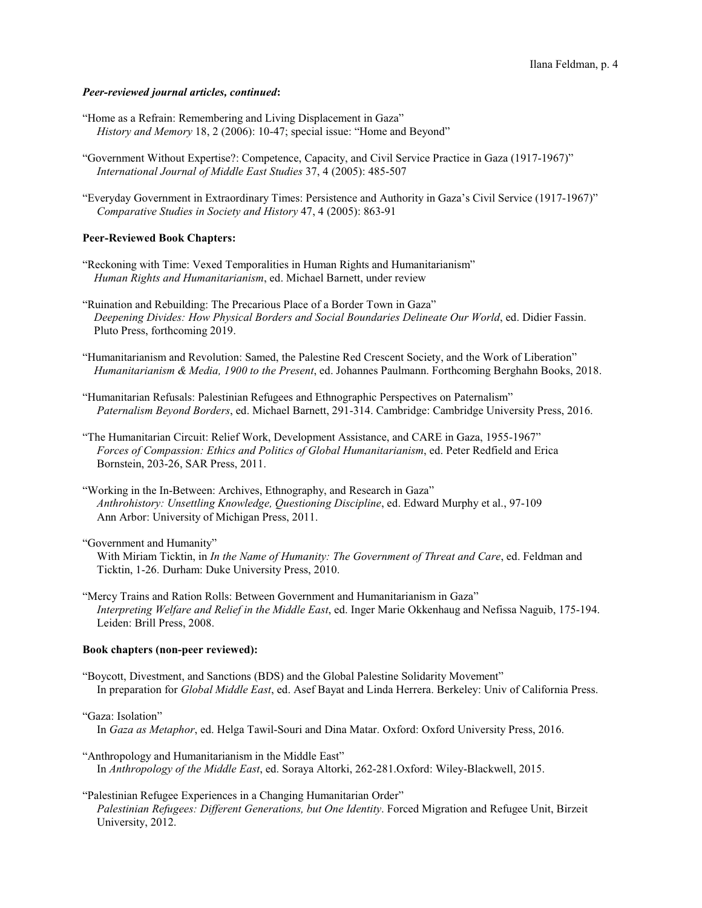***Peer-reviewed journal articles, continued*:**

"Home as a Refrain: Remembering and Living Displacement in Gaza"
*History and Memory* 18, 2 (2006): 10-47; special issue: "Home and Beyond"

"Government Without Expertise?: Competence, Capacity, and Civil Service Practice in Gaza (1917-1967)"
*International Journal of Middle East Studies* 37, 4 (2005): 485-507

"Everyday Government in Extraordinary Times: Persistence and Authority in Gaza's Civil Service (1917-1967)"
*Comparative Studies in Society and History* 47, 4 (2005): 863-91

**Peer-Reviewed Book Chapters:**

"Reckoning with Time: Vexed Temporalities in Human Rights and Humanitarianism"
*Human Rights and Humanitarianism*, ed. Michael Barnett, under review

"Ruination and Rebuilding: The Precarious Place of a Border Town in Gaza"
*Deepening Divides: How Physical Borders and Social Boundaries Delineate Our World*, ed. Didier Fassin. Pluto Press, forthcoming 2019.

"Humanitarianism and Revolution: Samed, the Palestine Red Crescent Society, and the Work of Liberation"
*Humanitarianism & Media, 1900 to the Present*, ed. Johannes Paulmann. Forthcoming Berghahn Books, 2018.

"Humanitarian Refusals: Palestinian Refugees and Ethnographic Perspectives on Paternalism"
*Paternalism Beyond Borders*, ed. Michael Barnett, 291-314. Cambridge: Cambridge University Press, 2016.

"The Humanitarian Circuit: Relief Work, Development Assistance, and CARE in Gaza, 1955-1967"
*Forces of Compassion: Ethics and Politics of Global Humanitarianism*, ed. Peter Redfield and Erica Bornstein, 203-26, SAR Press, 2011.

"Working in the In-Between: Archives, Ethnography, and Research in Gaza"
*Anthrohistory: Unsettling Knowledge, Questioning Discipline*, ed. Edward Murphy et al., 97-109
Ann Arbor: University of Michigan Press, 2011.

"Government and Humanity"
With Miriam Ticktin, in *In the Name of Humanity: The Government of Threat and Care*, ed. Feldman and Ticktin, 1-26. Durham: Duke University Press, 2010.

"Mercy Trains and Ration Rolls: Between Government and Humanitarianism in Gaza"
*Interpreting Welfare and Relief in the Middle East*, ed. Inger Marie Okkenhaug and Nefissa Naguib, 175-194. Leiden: Brill Press, 2008.

**Book chapters (non-peer reviewed):**

"Boycott, Divestment, and Sanctions (BDS) and the Global Palestine Solidarity Movement"
In preparation for *Global Middle East*, ed. Asef Bayat and Linda Herrera. Berkeley: Univ of California Press.

"Gaza: Isolation"
In *Gaza as Metaphor*, ed. Helga Tawil-Souri and Dina Matar. Oxford: Oxford University Press, 2016.

"Anthropology and Humanitarianism in the Middle East"
In *Anthropology of the Middle East*, ed. Soraya Altorki, 262-281.Oxford: Wiley-Blackwell, 2015.

"Palestinian Refugee Experiences in a Changing Humanitarian Order"
*Palestinian Refugees: Different Generations, but One Identity*. Forced Migration and Refugee Unit, Birzeit University, 2012.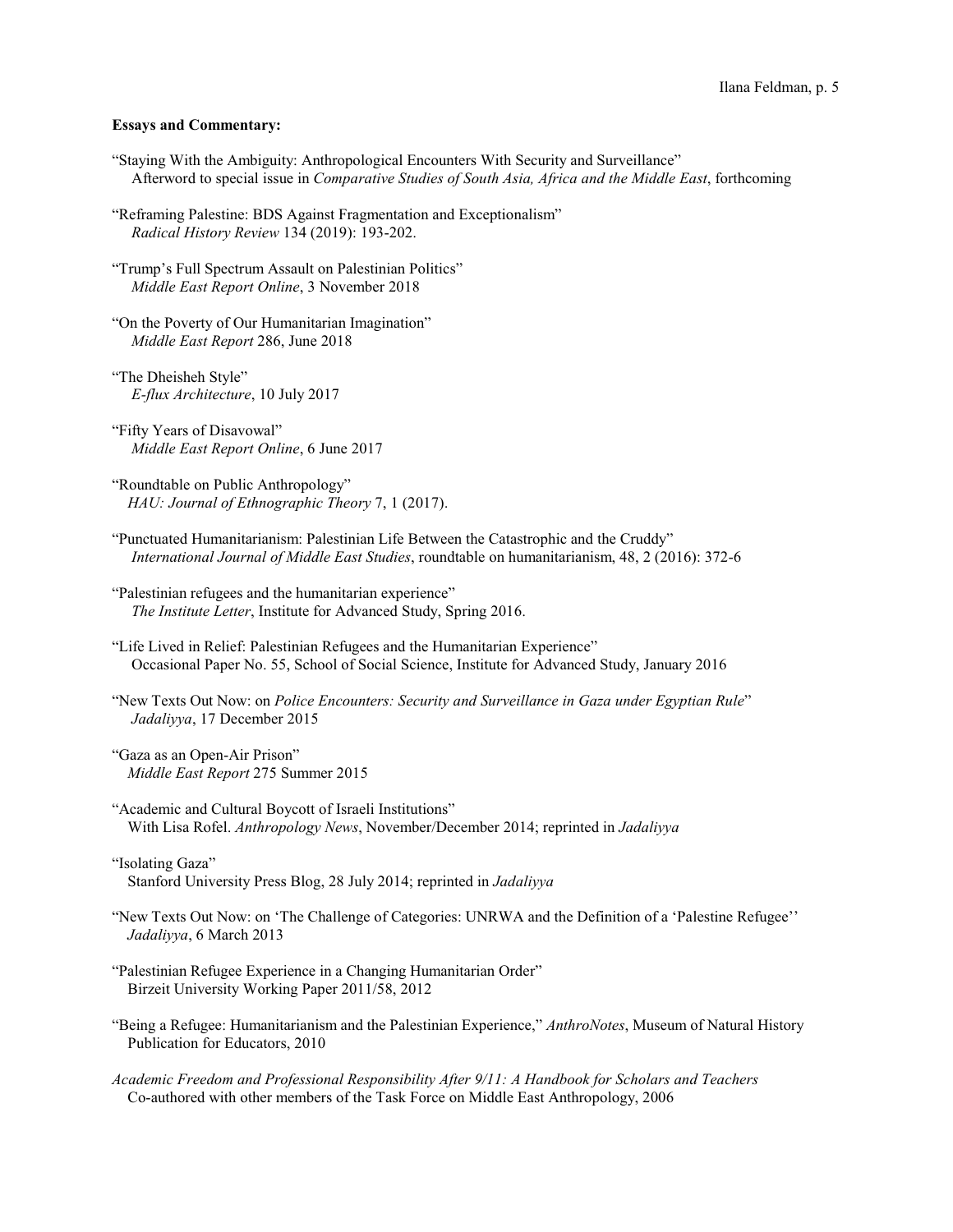**Essays and Commentary:**

"Staying With the Ambiguity: Anthropological Encounters With Security and Surveillance"
Afterword to special issue in *Comparative Studies of South Asia, Africa and the Middle East*, forthcoming

"Reframing Palestine: BDS Against Fragmentation and Exceptionalism"
*Radical History Review* 134 (2019): 193-202.

"Trump's Full Spectrum Assault on Palestinian Politics"
*Middle East Report Online*, 3 November 2018

"On the Poverty of Our Humanitarian Imagination"
*Middle East Report* 286, June 2018

"The Dheisheh Style"
*E-flux Architecture*, 10 July 2017

"Fifty Years of Disavowal"
*Middle East Report Online*, 6 June 2017

"Roundtable on Public Anthropology"
*HAU: Journal of Ethnographic Theory* 7, 1 (2017).

"Punctuated Humanitarianism: Palestinian Life Between the Catastrophic and the Cruddy"
*International Journal of Middle East Studies*, roundtable on humanitarianism, 48, 2 (2016): 372-6

"Palestinian refugees and the humanitarian experience"
*The Institute Letter*, Institute for Advanced Study, Spring 2016.

"Life Lived in Relief: Palestinian Refugees and the Humanitarian Experience"
Occasional Paper No. 55, School of Social Science, Institute for Advanced Study, January 2016

"New Texts Out Now: on *Police Encounters: Security and Surveillance in Gaza under Egyptian Rule*"
*Jadaliyya*, 17 December 2015

"Gaza as an Open-Air Prison"
*Middle East Report* 275 Summer 2015

"Academic and Cultural Boycott of Israeli Institutions"
With Lisa Rofel. *Anthropology News*, November/December 2014; reprinted in *Jadaliyya*

"Isolating Gaza"
Stanford University Press Blog, 28 July 2014; reprinted in *Jadaliyya*

"New Texts Out Now: on 'The Challenge of Categories: UNRWA and the Definition of a 'Palestine Refugee''
*Jadaliyya*, 6 March 2013

"Palestinian Refugee Experience in a Changing Humanitarian Order"
Birzeit University Working Paper 2011/58, 2012

"Being a Refugee: Humanitarianism and the Palestinian Experience," *AnthroNotes*, Museum of Natural History Publication for Educators, 2010

*Academic Freedom and Professional Responsibility After 9/11: A Handbook for Scholars and Teachers*
Co-authored with other members of the Task Force on Middle East Anthropology, 2006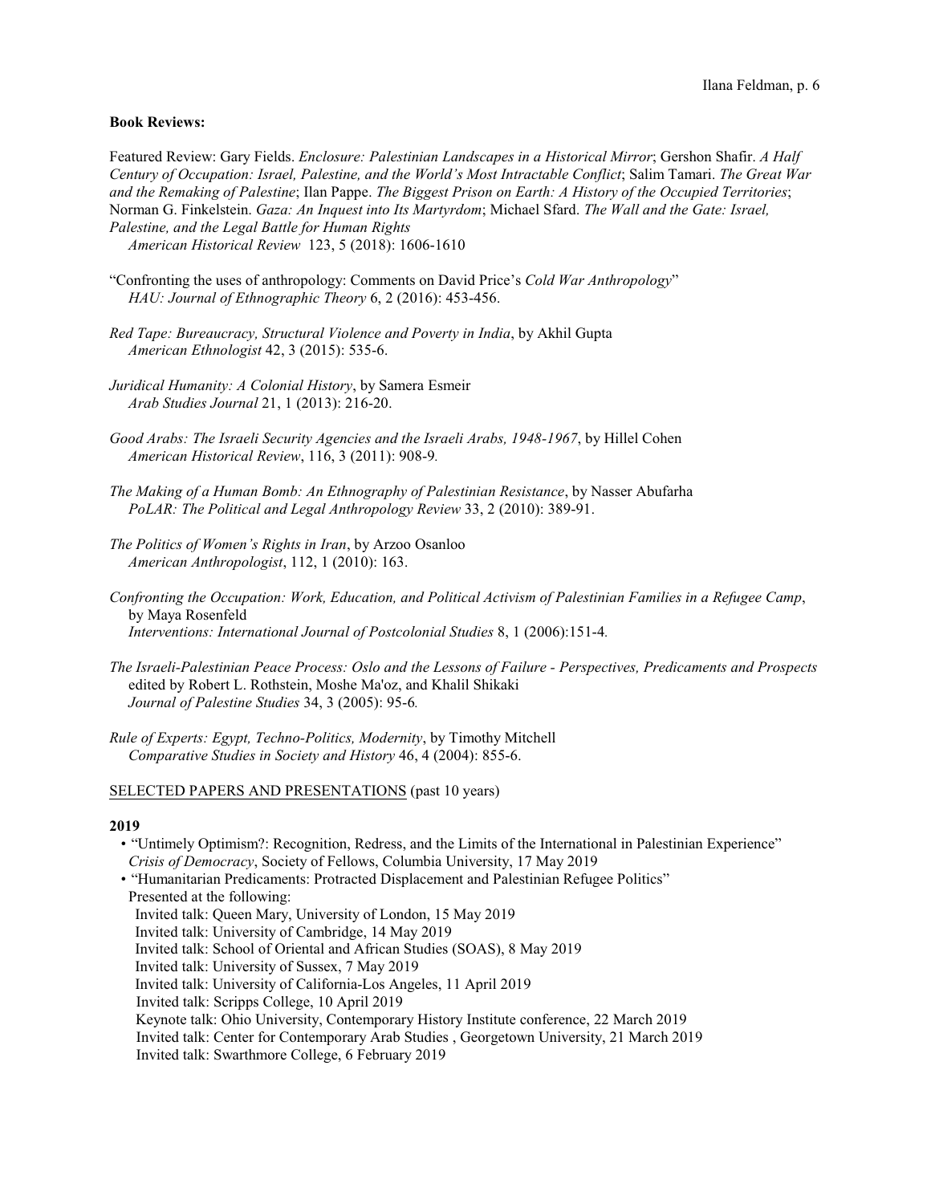**Book Reviews:**

Featured Review: Gary Fields. *Enclosure: Palestinian Landscapes in a Historical Mirror*; Gershon Shafir. *A Half Century of Occupation: Israel, Palestine, and the World's Most Intractable Conflict*; Salim Tamari. *The Great War and the Remaking of Palestine*; Ilan Pappe. *The Biggest Prison on Earth: A History of the Occupied Territories*; Norman G. Finkelstein. *Gaza: An Inquest into Its Martyrdom*; Michael Sfard. *The Wall and the Gate: Israel, Palestine, and the Legal Battle for Human Rights*
*American Historical Review* 123, 5 (2018): 1606-1610

"Confronting the uses of anthropology: Comments on David Price's *Cold War Anthropology*"
*HAU: Journal of Ethnographic Theory* 6, 2 (2016): 453-456.

*Red Tape: Bureaucracy, Structural Violence and Poverty in India*, by Akhil Gupta
*American Ethnologist* 42, 3 (2015): 535-6.

*Juridical Humanity: A Colonial History*, by Samera Esmeir
*Arab Studies Journal* 21, 1 (2013): 216-20.

*Good Arabs: The Israeli Security Agencies and the Israeli Arabs, 1948-1967*, by Hillel Cohen
*American Historical Review*, 116, 3 (2011): 908-9.

*The Making of a Human Bomb: An Ethnography of Palestinian Resistance*, by Nasser Abufarha
*PoLAR: The Political and Legal Anthropology Review* 33, 2 (2010): 389-91.

*The Politics of Women's Rights in Iran*, by Arzoo Osanloo
*American Anthropologist*, 112, 1 (2010): 163.

*Confronting the Occupation: Work, Education, and Political Activism of Palestinian Families in a Refugee Camp*, by Maya Rosenfeld
*Interventions: International Journal of Postcolonial Studies* 8, 1 (2006):151-4.

*The Israeli-Palestinian Peace Process: Oslo and the Lessons of Failure - Perspectives, Predicaments and Prospects* edited by Robert L. Rothstein, Moshe Ma'oz, and Khalil Shikaki
*Journal of Palestine Studies* 34, 3 (2005): 95-6.

*Rule of Experts: Egypt, Techno-Politics, Modernity*, by Timothy Mitchell
*Comparative Studies in Society and History* 46, 4 (2004): 855-6.

SELECTED PAPERS AND PRESENTATIONS (past 10 years)

**2019**

- "Untimely Optimism?: Recognition, Redress, and the Limits of the International in Palestinian Experience"
  *Crisis of Democracy*, Society of Fellows, Columbia University, 17 May 2019
- "Humanitarian Predicaments: Protracted Displacement and Palestinian Refugee Politics"
  Presented at the following:
  Invited talk: Queen Mary, University of London, 15 May 2019
  Invited talk: University of Cambridge, 14 May 2019
  Invited talk: School of Oriental and African Studies (SOAS), 8 May 2019
  Invited talk: University of Sussex, 7 May 2019
  Invited talk: University of California-Los Angeles, 11 April 2019
  Invited talk: Scripps College, 10 April 2019
  Keynote talk: Ohio University, Contemporary History Institute conference, 22 March 2019
  Invited talk: Center for Contemporary Arab Studies , Georgetown University, 21 March 2019
  Invited talk: Swarthmore College, 6 February 2019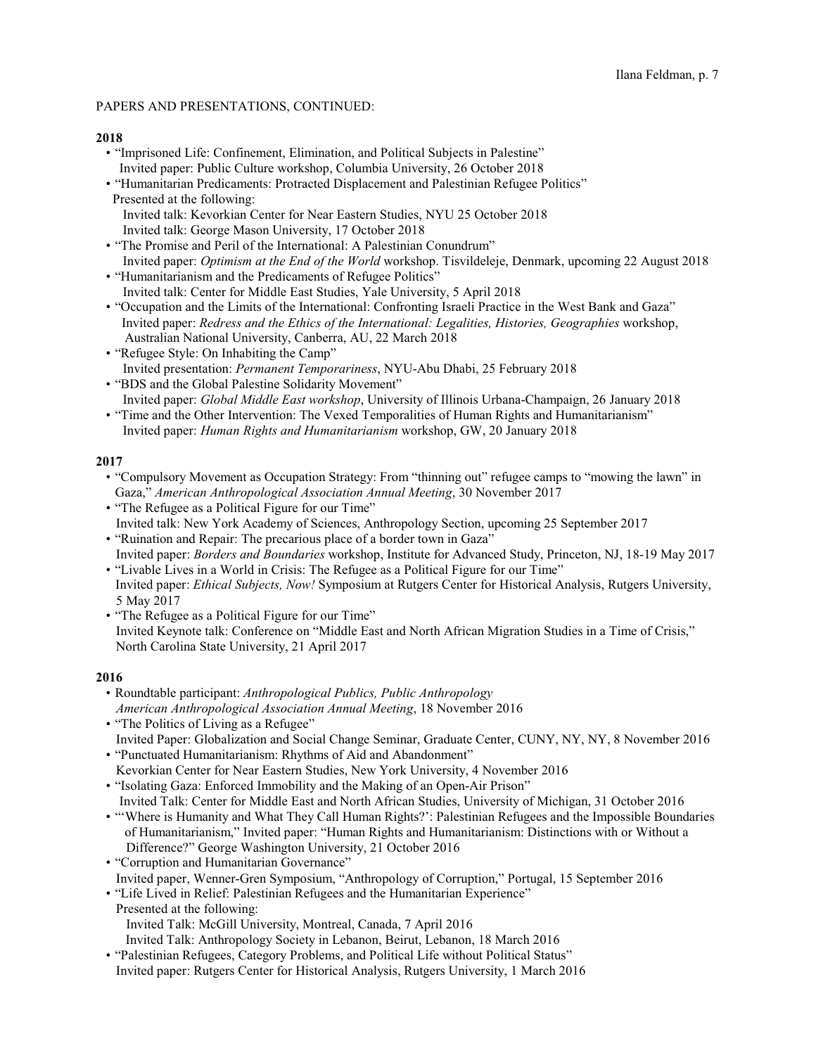PAPERS AND PRESENTATIONS, CONTINUED:

**2018**

- "Imprisoned Life: Confinement, Elimination, and Political Subjects in Palestine"
  Invited paper: Public Culture workshop, Columbia University, 26 October 2018
- "Humanitarian Predicaments: Protracted Displacement and Palestinian Refugee Politics"
  Presented at the following:
  Invited talk: Kevorkian Center for Near Eastern Studies, NYU 25 October 2018
  Invited talk: George Mason University, 17 October 2018
- "The Promise and Peril of the International: A Palestinian Conundrum"
  Invited paper: *Optimism at the End of the World* workshop. Tisvildeleje, Denmark, upcoming 22 August 2018
- "Humanitarianism and the Predicaments of Refugee Politics"
  Invited talk: Center for Middle East Studies, Yale University, 5 April 2018
- "Occupation and the Limits of the International: Confronting Israeli Practice in the West Bank and Gaza"
  Invited paper: *Redress and the Ethics of the International: Legalities, Histories, Geographies* workshop, Australian National University, Canberra, AU, 22 March 2018
- "Refugee Style: On Inhabiting the Camp"
  Invited presentation: *Permanent Temporariness*, NYU-Abu Dhabi, 25 February 2018
- "BDS and the Global Palestine Solidarity Movement"
  Invited paper: *Global Middle East workshop*, University of Illinois Urbana-Champaign, 26 January 2018
- "Time and the Other Intervention: The Vexed Temporalities of Human Rights and Humanitarianism"
  Invited paper: *Human Rights and Humanitarianism* workshop, GW, 20 January 2018

**2017**

- "Compulsory Movement as Occupation Strategy: From "thinning out" refugee camps to "mowing the lawn" in Gaza," *American Anthropological Association Annual Meeting*, 30 November 2017
- "The Refugee as a Political Figure for our Time"
  Invited talk: New York Academy of Sciences, Anthropology Section, upcoming 25 September 2017
- "Ruination and Repair: The precarious place of a border town in Gaza"
  Invited paper: *Borders and Boundaries* workshop, Institute for Advanced Study, Princeton, NJ, 18-19 May 2017
- "Livable Lives in a World in Crisis: The Refugee as a Political Figure for our Time"
  Invited paper: *Ethical Subjects, Now!* Symposium at Rutgers Center for Historical Analysis, Rutgers University, 5 May 2017
- "The Refugee as a Political Figure for our Time"
  Invited Keynote talk: Conference on "Middle East and North African Migration Studies in a Time of Crisis," North Carolina State University, 21 April 2017

**2016**

- Roundtable participant: *Anthropological Publics, Public Anthropology*
  *American Anthropological Association Annual Meeting*, 18 November 2016
- "The Politics of Living as a Refugee"
  Invited Paper: Globalization and Social Change Seminar, Graduate Center, CUNY, NY, NY, 8 November 2016
- "Punctuated Humanitarianism: Rhythms of Aid and Abandonment"
  Kevorkian Center for Near Eastern Studies, New York University, 4 November 2016
- "Isolating Gaza: Enforced Immobility and the Making of an Open-Air Prison"
  Invited Talk: Center for Middle East and North African Studies, University of Michigan, 31 October 2016
- "'Where is Humanity and What They Call Human Rights?': Palestinian Refugees and the Impossible Boundaries of Humanitarianism," Invited paper: "Human Rights and Humanitarianism: Distinctions with or Without a Difference?" George Washington University, 21 October 2016
- "Corruption and Humanitarian Governance"
  Invited paper, Wenner-Gren Symposium, "Anthropology of Corruption," Portugal, 15 September 2016
- "Life Lived in Relief: Palestinian Refugees and the Humanitarian Experience"
  Presented at the following:
  Invited Talk: McGill University, Montreal, Canada, 7 April 2016
  Invited Talk: Anthropology Society in Lebanon, Beirut, Lebanon, 18 March 2016
- "Palestinian Refugees, Category Problems, and Political Life without Political Status"
  Invited paper: Rutgers Center for Historical Analysis, Rutgers University, 1 March 2016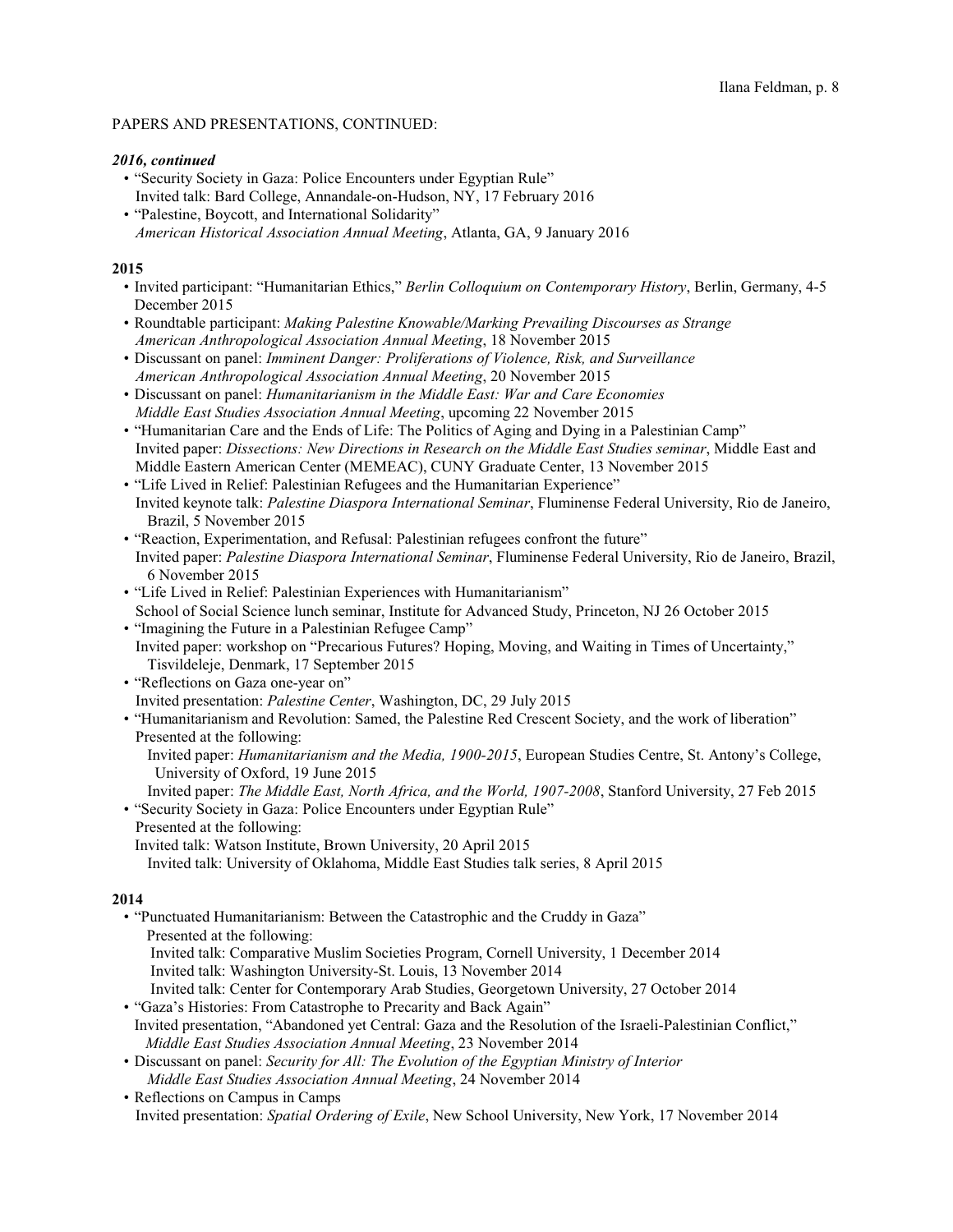PAPERS AND PRESENTATIONS, CONTINUED:

***2016, continued***

- "Security Society in Gaza: Police Encounters under Egyptian Rule"
  Invited talk: Bard College, Annandale-on-Hudson, NY, 17 February 2016
- "Palestine, Boycott, and International Solidarity"
  *American Historical Association Annual Meeting*, Atlanta, GA, 9 January 2016

**2015**

- Invited participant: "Humanitarian Ethics," *Berlin Colloquium on Contemporary History*, Berlin, Germany, 4-5 December 2015
- Roundtable participant: *Making Palestine Knowable/Marking Prevailing Discourses as Strange*
  *American Anthropological Association Annual Meeting*, 18 November 2015
- Discussant on panel: *Imminent Danger: Proliferations of Violence, Risk, and Surveillance*
  *American Anthropological Association Annual Meeting*, 20 November 2015
- Discussant on panel: *Humanitarianism in the Middle East: War and Care Economies*
  *Middle East Studies Association Annual Meeting*, upcoming 22 November 2015
- "Humanitarian Care and the Ends of Life: The Politics of Aging and Dying in a Palestinian Camp"
  Invited paper: *Dissections: New Directions in Research on the Middle East Studies seminar*, Middle East and Middle Eastern American Center (MEMEAC), CUNY Graduate Center, 13 November 2015
- "Life Lived in Relief: Palestinian Refugees and the Humanitarian Experience"
  Invited keynote talk: *Palestine Diaspora International Seminar*, Fluminense Federal University, Rio de Janeiro, Brazil, 5 November 2015
- "Reaction, Experimentation, and Refusal: Palestinian refugees confront the future"
  Invited paper: *Palestine Diaspora International Seminar*, Fluminense Federal University, Rio de Janeiro, Brazil, 6 November 2015
- "Life Lived in Relief: Palestinian Experiences with Humanitarianism"
  School of Social Science lunch seminar, Institute for Advanced Study, Princeton, NJ 26 October 2015
- "Imagining the Future in a Palestinian Refugee Camp"
  Invited paper: workshop on "Precarious Futures? Hoping, Moving, and Waiting in Times of Uncertainty," Tisvildeleje, Denmark, 17 September 2015
- "Reflections on Gaza one-year on"
  Invited presentation: *Palestine Center*, Washington, DC, 29 July 2015
- "Humanitarianism and Revolution: Samed, the Palestine Red Crescent Society, and the work of liberation"
  Presented at the following:
  - Invited paper: *Humanitarianism and the Media, 1900-2015*, European Studies Centre, St. Antony's College, University of Oxford, 19 June 2015
  - Invited paper: *The Middle East, North Africa, and the World, 1907-2008*, Stanford University, 27 Feb 2015
- "Security Society in Gaza: Police Encounters under Egyptian Rule"
  Presented at the following:
  - Invited talk: Watson Institute, Brown University, 20 April 2015
  - Invited talk: University of Oklahoma, Middle East Studies talk series, 8 April 2015

**2014**

- "Punctuated Humanitarianism: Between the Catastrophic and the Cruddy in Gaza"
  Presented at the following:
  - Invited talk: Comparative Muslim Societies Program, Cornell University, 1 December 2014
  - Invited talk: Washington University-St. Louis, 13 November 2014
  - Invited talk: Center for Contemporary Arab Studies, Georgetown University, 27 October 2014
- "Gaza's Histories: From Catastrophe to Precarity and Back Again"
  Invited presentation, "Abandoned yet Central: Gaza and the Resolution of the Israeli-Palestinian Conflict," *Middle East Studies Association Annual Meeting*, 23 November 2014
- Discussant on panel: *Security for All: The Evolution of the Egyptian Ministry of Interior*
  *Middle East Studies Association Annual Meeting*, 24 November 2014
- Reflections on Campus in Camps
  Invited presentation: *Spatial Ordering of Exile*, New School University, New York, 17 November 2014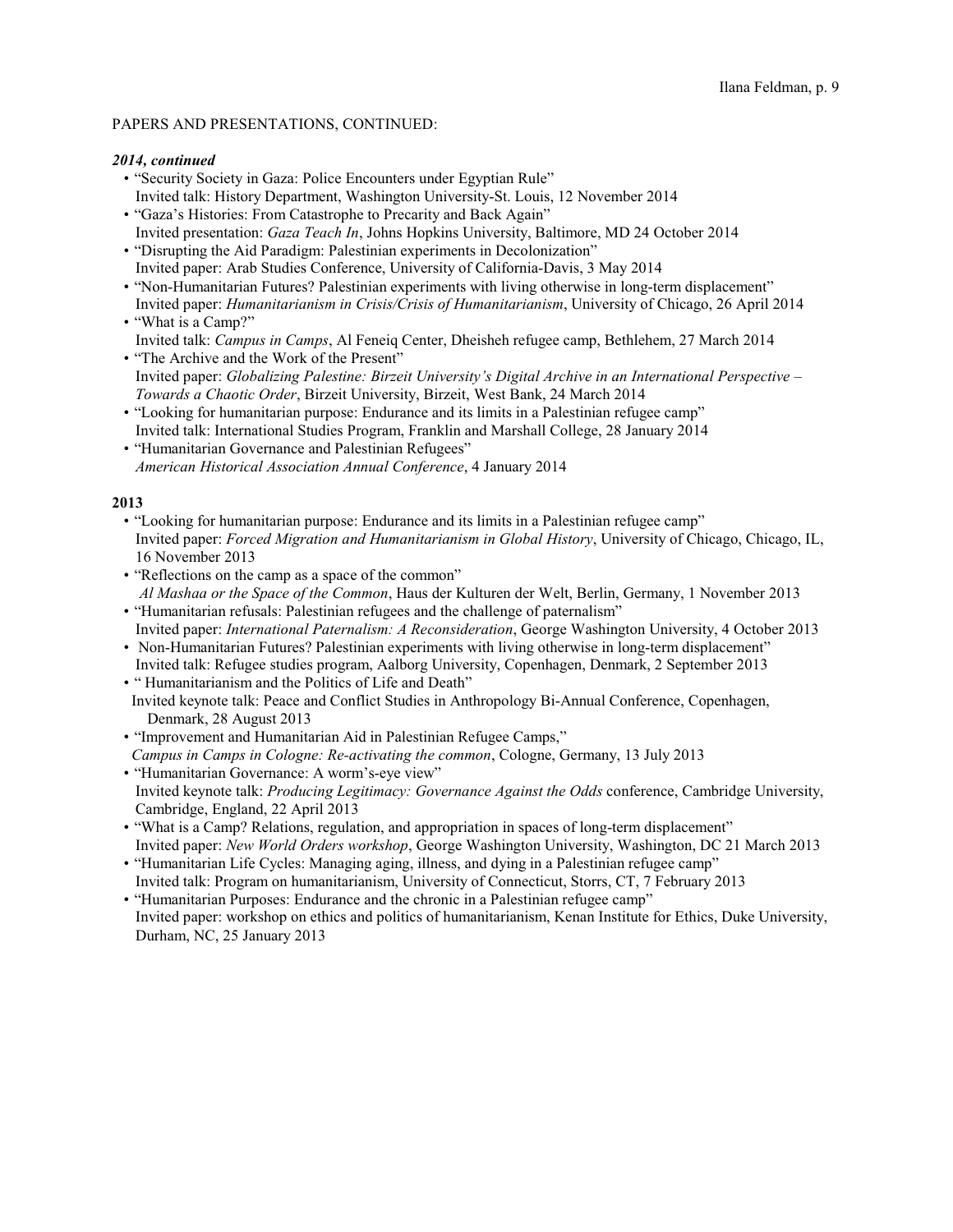PAPERS AND PRESENTATIONS, CONTINUED:

***2014, continued***

- "Security Society in Gaza: Police Encounters under Egyptian Rule"
  Invited talk: History Department, Washington University-St. Louis, 12 November 2014
- "Gaza's Histories: From Catastrophe to Precarity and Back Again"
  Invited presentation: *Gaza Teach In*, Johns Hopkins University, Baltimore, MD 24 October 2014
- "Disrupting the Aid Paradigm: Palestinian experiments in Decolonization"
  Invited paper: Arab Studies Conference, University of California-Davis, 3 May 2014
- "Non-Humanitarian Futures? Palestinian experiments with living otherwise in long-term displacement"
  Invited paper: *Humanitarianism in Crisis/Crisis of Humanitarianism*, University of Chicago, 26 April 2014
- "What is a Camp?"
  Invited talk: *Campus in Camps*, Al Feneiq Center, Dheisheh refugee camp, Bethlehem, 27 March 2014
- "The Archive and the Work of the Present"
  Invited paper: *Globalizing Palestine: Birzeit University's Digital Archive in an International Perspective – Towards a Chaotic Order*, Birzeit University, Birzeit, West Bank, 24 March 2014
- "Looking for humanitarian purpose: Endurance and its limits in a Palestinian refugee camp"
  Invited talk: International Studies Program, Franklin and Marshall College, 28 January 2014
- "Humanitarian Governance and Palestinian Refugees"
  *American Historical Association Annual Conference*, 4 January 2014

**2013**

- "Looking for humanitarian purpose: Endurance and its limits in a Palestinian refugee camp"
  Invited paper: *Forced Migration and Humanitarianism in Global History*, University of Chicago, Chicago, IL, 16 November 2013
- "Reflections on the camp as a space of the common"
  *Al Mashaa or the Space of the Common*, Haus der Kulturen der Welt, Berlin, Germany, 1 November 2013
- "Humanitarian refusals: Palestinian refugees and the challenge of paternalism"
  Invited paper: *International Paternalism: A Reconsideration*, George Washington University, 4 October 2013
- Non-Humanitarian Futures? Palestinian experiments with living otherwise in long-term displacement"
  Invited talk: Refugee studies program, Aalborg University, Copenhagen, Denmark, 2 September 2013
- " Humanitarianism and the Politics of Life and Death"
  Invited keynote talk: Peace and Conflict Studies in Anthropology Bi-Annual Conference, Copenhagen, Denmark, 28 August 2013
- "Improvement and Humanitarian Aid in Palestinian Refugee Camps,"
  *Campus in Camps in Cologne: Re-activating the common*, Cologne, Germany, 13 July 2013
- "Humanitarian Governance: A worm's-eye view"
  Invited keynote talk: *Producing Legitimacy: Governance Against the Odds* conference, Cambridge University, Cambridge, England, 22 April 2013
- "What is a Camp? Relations, regulation, and appropriation in spaces of long-term displacement"
  Invited paper: *New World Orders workshop*, George Washington University, Washington, DC 21 March 2013
- "Humanitarian Life Cycles: Managing aging, illness, and dying in a Palestinian refugee camp"
  Invited talk: Program on humanitarianism, University of Connecticut, Storrs, CT, 7 February 2013
- "Humanitarian Purposes: Endurance and the chronic in a Palestinian refugee camp"
  Invited paper: workshop on ethics and politics of humanitarianism, Kenan Institute for Ethics, Duke University, Durham, NC, 25 January 2013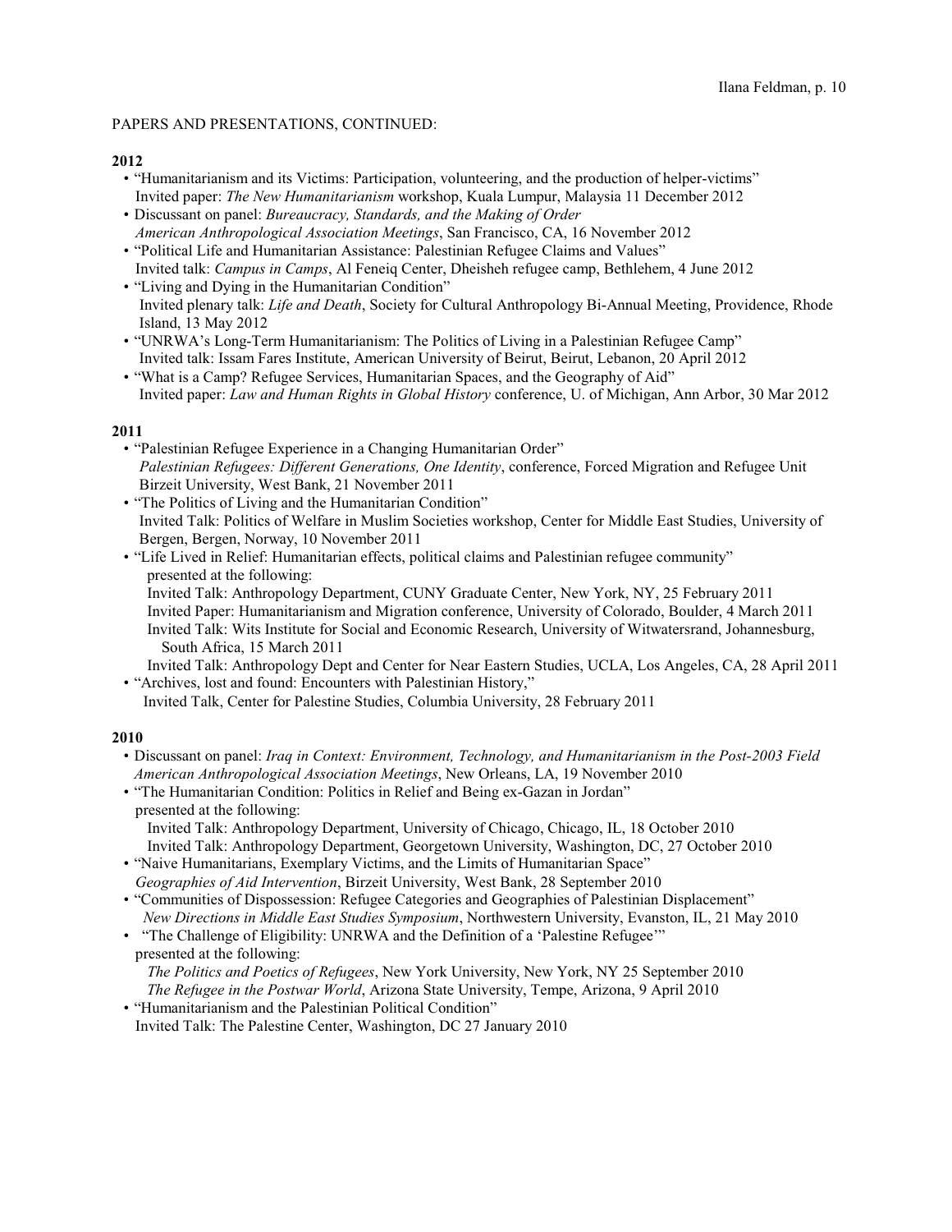PAPERS AND PRESENTATIONS, CONTINUED:

**2012**

- "Humanitarianism and its Victims: Participation, volunteering, and the production of helper-victims"
  Invited paper: *The New Humanitarianism* workshop, Kuala Lumpur, Malaysia 11 December 2012
- Discussant on panel: *Bureaucracy, Standards, and the Making of Order*
  *American Anthropological Association Meetings*, San Francisco, CA, 16 November 2012
- "Political Life and Humanitarian Assistance: Palestinian Refugee Claims and Values"
  Invited talk: *Campus in Camps*, Al Feneiq Center, Dheisheh refugee camp, Bethlehem, 4 June 2012
- "Living and Dying in the Humanitarian Condition"
  Invited plenary talk: *Life and Death*, Society for Cultural Anthropology Bi-Annual Meeting, Providence, Rhode Island, 13 May 2012
- "UNRWA's Long-Term Humanitarianism: The Politics of Living in a Palestinian Refugee Camp"
  Invited talk: Issam Fares Institute, American University of Beirut, Beirut, Lebanon, 20 April 2012
- "What is a Camp? Refugee Services, Humanitarian Spaces, and the Geography of Aid"
  Invited paper: *Law and Human Rights in Global History* conference, U. of Michigan, Ann Arbor, 30 Mar 2012

**2011**

- "Palestinian Refugee Experience in a Changing Humanitarian Order"
  *Palestinian Refugees: Different Generations, One Identity*, conference, Forced Migration and Refugee Unit Birzeit University, West Bank, 21 November 2011
- "The Politics of Living and the Humanitarian Condition"
  Invited Talk: Politics of Welfare in Muslim Societies workshop, Center for Middle East Studies, University of Bergen, Bergen, Norway, 10 November 2011
- "Life Lived in Relief: Humanitarian effects, political claims and Palestinian refugee community"
  presented at the following:
  Invited Talk: Anthropology Department, CUNY Graduate Center, New York, NY, 25 February 2011
  Invited Paper: Humanitarianism and Migration conference, University of Colorado, Boulder, 4 March 2011
  Invited Talk: Wits Institute for Social and Economic Research, University of Witwatersrand, Johannesburg, South Africa, 15 March 2011
  Invited Talk: Anthropology Dept and Center for Near Eastern Studies, UCLA, Los Angeles, CA, 28 April 2011
- "Archives, lost and found: Encounters with Palestinian History,"
  Invited Talk, Center for Palestine Studies, Columbia University, 28 February 2011

**2010**

- Discussant on panel: *Iraq in Context: Environment, Technology, and Humanitarianism in the Post-2003 Field*
  *American Anthropological Association Meetings*, New Orleans, LA, 19 November 2010
- "The Humanitarian Condition: Politics in Relief and Being ex-Gazan in Jordan"
  presented at the following:
  Invited Talk: Anthropology Department, University of Chicago, Chicago, IL, 18 October 2010
  Invited Talk: Anthropology Department, Georgetown University, Washington, DC, 27 October 2010
- "Naive Humanitarians, Exemplary Victims, and the Limits of Humanitarian Space"
  *Geographies of Aid Intervention*, Birzeit University, West Bank, 28 September 2010
- "Communities of Dispossession: Refugee Categories and Geographies of Palestinian Displacement"
  *New Directions in Middle East Studies Symposium*, Northwestern University, Evanston, IL, 21 May 2010
- "The Challenge of Eligibility: UNRWA and the Definition of a 'Palestine Refugee'"
  presented at the following:
  *The Politics and Poetics of Refugees*, New York University, New York, NY 25 September 2010
  *The Refugee in the Postwar World*, Arizona State University, Tempe, Arizona, 9 April 2010
- "Humanitarianism and the Palestinian Political Condition"
  Invited Talk: The Palestine Center, Washington, DC 27 January 2010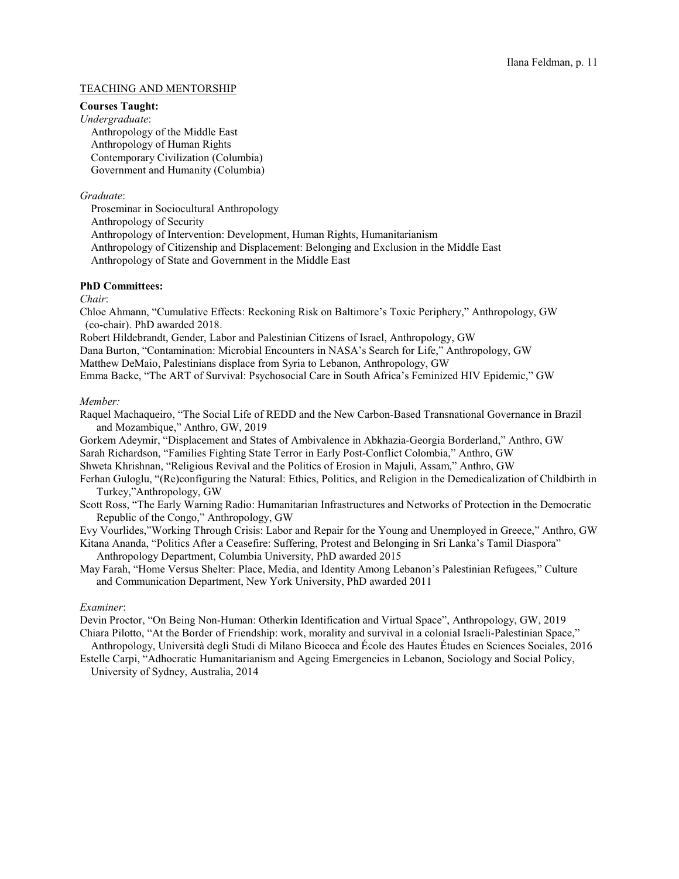## TEACHING AND MENTORSHIP

**Courses Taught:**

*Undergraduate*:

- Anthropology of the Middle East
- Anthropology of Human Rights
- Contemporary Civilization (Columbia)
- Government and Humanity (Columbia)

*Graduate*:

- Proseminar in Sociocultural Anthropology
- Anthropology of Security
- Anthropology of Intervention: Development, Human Rights, Humanitarianism
- Anthropology of Citizenship and Displacement: Belonging and Exclusion in the Middle East
- Anthropology of State and Government in the Middle East

**PhD Committees:**

*Chair*:

Chloe Ahmann, "Cumulative Effects: Reckoning Risk on Baltimore's Toxic Periphery," Anthropology, GW (co-chair). PhD awarded 2018.

Robert Hildebrandt, Gender, Labor and Palestinian Citizens of Israel, Anthropology, GW

Dana Burton, "Contamination: Microbial Encounters in NASA's Search for Life," Anthropology, GW

Matthew DeMaio, Palestinians displace from Syria to Lebanon, Anthropology, GW

Emma Backe, "The ART of Survival: Psychosocial Care in South Africa's Feminized HIV Epidemic," GW

*Member:*

Raquel Machaqueiro, "The Social Life of REDD and the New Carbon-Based Transnational Governance in Brazil and Mozambique," Anthro, GW, 2019

Gorkem Adeymir, "Displacement and States of Ambivalence in Abkhazia-Georgia Borderland," Anthro, GW

Sarah Richardson, "Families Fighting State Terror in Early Post-Conflict Colombia," Anthro, GW

Shweta Khrishnan, "Religious Revival and the Politics of Erosion in Majuli, Assam," Anthro, GW

Ferhan Guloglu, "(Re)configuring the Natural: Ethics, Politics, and Religion in the Demedicalization of Childbirth in Turkey,"Anthropology, GW

Scott Ross, "The Early Warning Radio: Humanitarian Infrastructures and Networks of Protection in the Democratic Republic of the Congo," Anthropology, GW

Evy Vourlides,"Working Through Crisis: Labor and Repair for the Young and Unemployed in Greece," Anthro, GW

Kitana Ananda, "Politics After a Ceasefire: Suffering, Protest and Belonging in Sri Lanka's Tamil Diaspora" Anthropology Department, Columbia University, PhD awarded 2015

May Farah, "Home Versus Shelter: Place, Media, and Identity Among Lebanon's Palestinian Refugees," Culture and Communication Department, New York University, PhD awarded 2011

*Examiner*:

Devin Proctor, "On Being Non-Human: Otherkin Identification and Virtual Space", Anthropology, GW, 2019

Chiara Pilotto, "At the Border of Friendship: work, morality and survival in a colonial Israeli-Palestinian Space," Anthropology, Università degli Studi di Milano Bicocca and École des Hautes Études en Sciences Sociales, 2016

Estelle Carpi, "Adhocratic Humanitarianism and Ageing Emergencies in Lebanon, Sociology and Social Policy, University of Sydney, Australia, 2014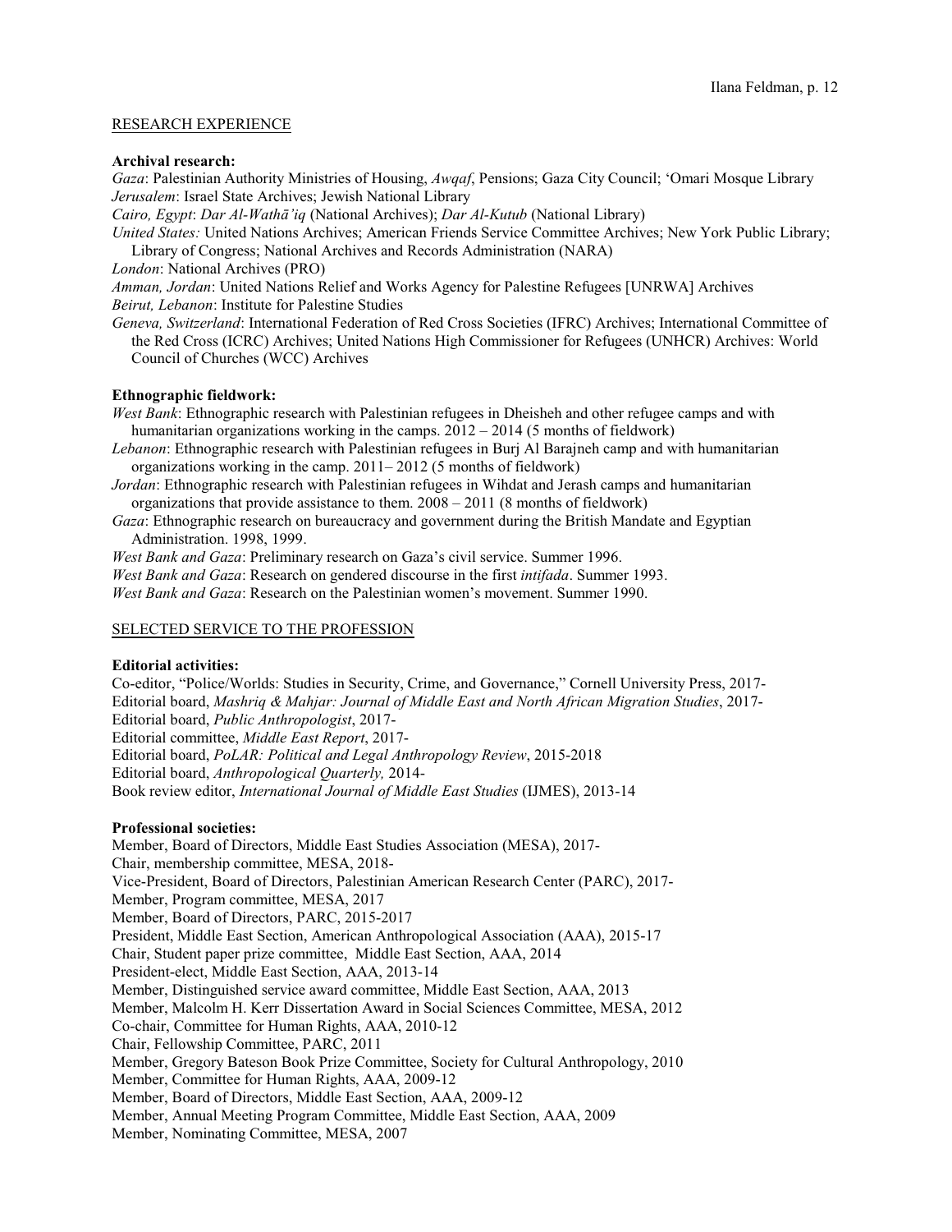## RESEARCH EXPERIENCE

**Archival research:**

*Gaza*: Palestinian Authority Ministries of Housing, *Awqaf*, Pensions; Gaza City Council; 'Omari Mosque Library
*Jerusalem*: Israel State Archives; Jewish National Library
*Cairo, Egypt*: *Dar Al-Wathā'iq* (National Archives); *Dar Al-Kutub* (National Library)
*United States:* United Nations Archives; American Friends Service Committee Archives; New York Public Library; Library of Congress; National Archives and Records Administration (NARA)
*London*: National Archives (PRO)
*Amman, Jordan*: United Nations Relief and Works Agency for Palestine Refugees [UNRWA] Archives
*Beirut, Lebanon*: Institute for Palestine Studies
*Geneva, Switzerland*: International Federation of Red Cross Societies (IFRC) Archives; International Committee of the Red Cross (ICRC) Archives; United Nations High Commissioner for Refugees (UNHCR) Archives: World Council of Churches (WCC) Archives

**Ethnographic fieldwork:**

*West Bank*: Ethnographic research with Palestinian refugees in Dheisheh and other refugee camps and with humanitarian organizations working in the camps. 2012 – 2014 (5 months of fieldwork)
*Lebanon*: Ethnographic research with Palestinian refugees in Burj Al Barajneh camp and with humanitarian organizations working in the camp. 2011– 2012 (5 months of fieldwork)
*Jordan*: Ethnographic research with Palestinian refugees in Wihdat and Jerash camps and humanitarian organizations that provide assistance to them. 2008 – 2011 (8 months of fieldwork)
*Gaza*: Ethnographic research on bureaucracy and government during the British Mandate and Egyptian Administration. 1998, 1999.
*West Bank and Gaza*: Preliminary research on Gaza's civil service. Summer 1996.
*West Bank and Gaza*: Research on gendered discourse in the first *intifada*. Summer 1993.
*West Bank and Gaza*: Research on the Palestinian women's movement. Summer 1990.

## SELECTED SERVICE TO THE PROFESSION

**Editorial activities:**

Co-editor, "Police/Worlds: Studies in Security, Crime, and Governance," Cornell University Press, 2017-
Editorial board, *Mashriq & Mahjar: Journal of Middle East and North African Migration Studies*, 2017-
Editorial board, *Public Anthropologist*, 2017-
Editorial committee, *Middle East Report*, 2017-
Editorial board, *PoLAR: Political and Legal Anthropology Review*, 2015-2018
Editorial board, *Anthropological Quarterly,* 2014-
Book review editor, *International Journal of Middle East Studies* (IJMES), 2013-14

**Professional societies:**

Member, Board of Directors, Middle East Studies Association (MESA), 2017-
Chair, membership committee, MESA, 2018-
Vice-President, Board of Directors, Palestinian American Research Center (PARC), 2017-
Member, Program committee, MESA, 2017
Member, Board of Directors, PARC, 2015-2017
President, Middle East Section, American Anthropological Association (AAA), 2015-17
Chair, Student paper prize committee, Middle East Section, AAA, 2014
President-elect, Middle East Section, AAA, 2013-14
Member, Distinguished service award committee, Middle East Section, AAA, 2013
Member, Malcolm H. Kerr Dissertation Award in Social Sciences Committee, MESA, 2012
Co-chair, Committee for Human Rights, AAA, 2010-12
Chair, Fellowship Committee, PARC, 2011
Member, Gregory Bateson Book Prize Committee, Society for Cultural Anthropology, 2010
Member, Committee for Human Rights, AAA, 2009-12
Member, Board of Directors, Middle East Section, AAA, 2009-12
Member, Annual Meeting Program Committee, Middle East Section, AAA, 2009
Member, Nominating Committee, MESA, 2007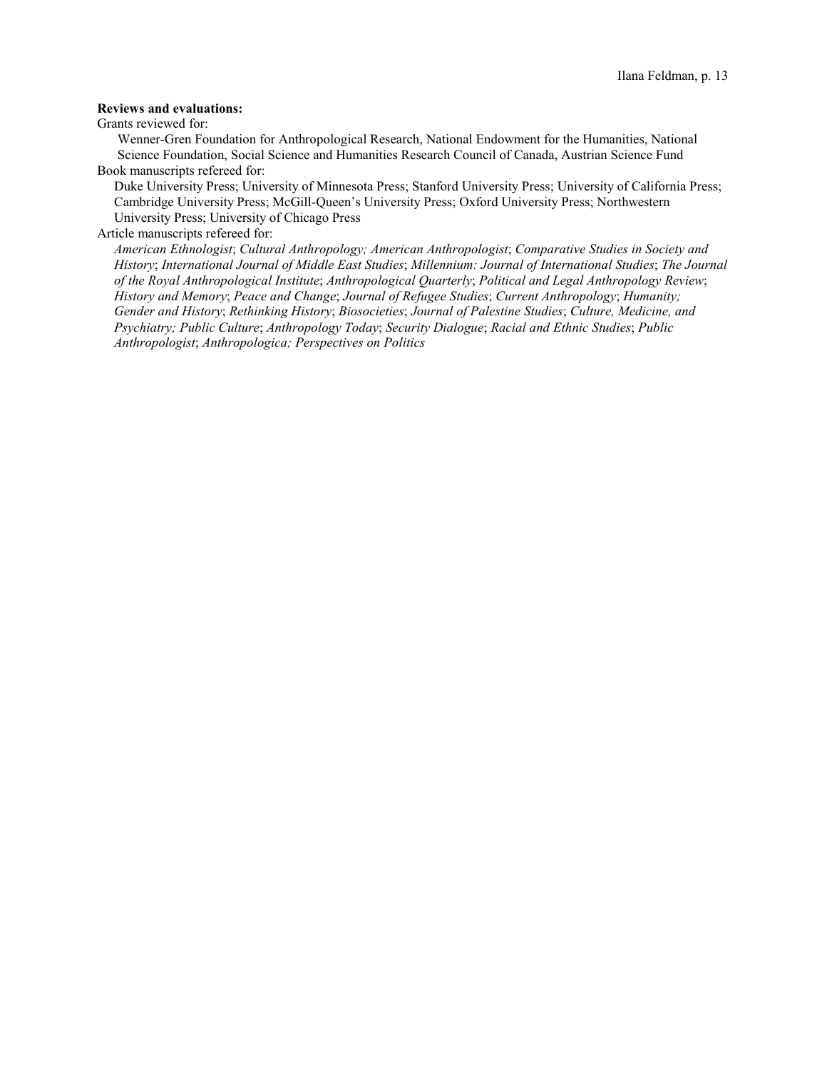**Reviews and evaluations:**

Grants reviewed for:

Wenner-Gren Foundation for Anthropological Research, National Endowment for the Humanities, National Science Foundation, Social Science and Humanities Research Council of Canada, Austrian Science Fund

Book manuscripts refereed for:

Duke University Press; University of Minnesota Press; Stanford University Press; University of California Press; Cambridge University Press; McGill-Queen's University Press; Oxford University Press; Northwestern University Press; University of Chicago Press

Article manuscripts refereed for:

*American Ethnologist*; *Cultural Anthropology; American Anthropologist*; *Comparative Studies in Society and History*; *International Journal of Middle East Studies*; *Millennium: Journal of International Studies*; *The Journal of the Royal Anthropological Institute*; *Anthropological Quarterly*; *Political and Legal Anthropology Review*; *History and Memory*; *Peace and Change*; *Journal of Refugee Studies*; *Current Anthropology*; *Humanity; Gender and History*; *Rethinking History*; *Biosocieties*; *Journal of Palestine Studies*; *Culture, Medicine, and Psychiatry; Public Culture*; *Anthropology Today*; *Security Dialogue*; *Racial and Ethnic Studies*; *Public Anthropologist*; *Anthropologica; Perspectives on Politics*